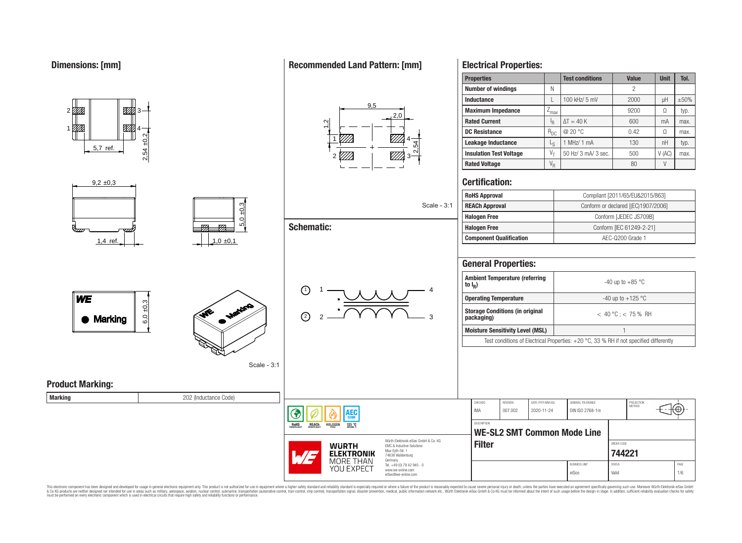## Dimensions: [mm]

5,7 ref.

2,54 ±0,2

9,2 ±0,3

1,4 ref.

5,0 ±0,3

1,0 ±0,1

6,0 ±0,3

Marking

Scale - 3:1

## Recommended Land Pattern: [mm]

9,5

2,0

1,2

2,54

Scale - 3:1

## Schematic:

## Electrical Properties:

| Properties | | Test conditions | Value | Unit | Tol. |
|---|---|---|---|---|---|
| Number of windings | N | | 2 | | |
| Inductance | L | 100 kHz/ 5 mV | 2000 | µH | ±50% |
| Maximum Impedance | $Z_{max}$ | | 9200 | Ω | typ. |
| Rated Current | $I_R$ | ΔT = 40 K | 600 | mA | max. |
| DC Resistance | $R_{DC}$ | @ 20 °C | 0.42 | Ω | max. |
| Leakage Inductance | $L_S$ | 1 MHz/ 1 mA | 130 | nH | typ. |
| Insulation Test Voltage | $V_T$ | 50 Hz/ 3 mA/ 3 sec. | 500 | V (AC) | max. |
| Rated Voltage | $V_R$ | | 80 | V | |

## Certification:

| | |
|---|---|
| RoHS Approval | Compliant [2011/65/EU&2015/863] |
| REACh Approval | Conform or declared [(EC)1907/2006] |
| Halogen Free | Conform [JEDEC JS709B] |
| Halogen Free | Conform [IEC 61249-2-21] |
| Component Qualification | AEC-Q200 Grade 1 |

## General Properties:

| | |
|---|---|
| Ambient Temperature (referring to $I_R$) | -40 up to +85 °C |
| Operating Temperature | -40 up to +125 °C |
| Storage Conditions (in original packaging) | < 40 °C ; < 75 % RH |
| Moisture Sensitivity Level (MSL) | 1 |

Test conditions of Electrical Properties: +20 °C, 33 % RH if not specified differently

## Product Marking:

| Marking | 202 (Inductance Code) |
|---|---|

| CHECKED | REVISION | DATE (YYYY-MM-DD) | GENERAL TOLERANCE | PROJECTION METHOD |
|---|---|---|---|---|
| IMA | 007.002 | 2020-11-24 | DIN ISO 2768-1m | |

DESCRIPTION: **WE-SL2 SMT Common Mode Line Filter**

ORDER CODE: **744221**

| BUSINESS UNIT | STATUS | PAGE |
|---|---|---|
| eiSos | Valid | 1/6 |

Würth Elektronik eiSos GmbH & Co. KG
EMC & Inductive Solutions
Max-Eyth-Str. 1
74638 Waldenburg
Germany
Tel. +49 (0) 79 42 945 - 0
www.we-online.com
eiSos@we-online.com

This electronic component has been designed and developed for usage in general electronic equipment only. This product is not authorized for use in equipment where a higher safety standard and reliability standard is especially required or where a failure of the product is reasonably expected to cause severe personal injury or death, unless the parties have executed an agreement specifically governing such use. Moreover Würth Elektronik eiSos GmbH & Co KG products are neither designed nor intended for use in areas such as military, aerospace, aviation, nuclear control, submarine, transportation (automotive control, train control, ship control), transportation signal, disaster prevention, medical, public information network etc.. Würth Elektronik eiSos GmbH & Co KG must be informed about the intent of such usage before the design-in stage. In addition, sufficient reliability evaluation checks for safety must be performed on every electronic component which is used in electrical circuits that require high safety and reliability functions or performance.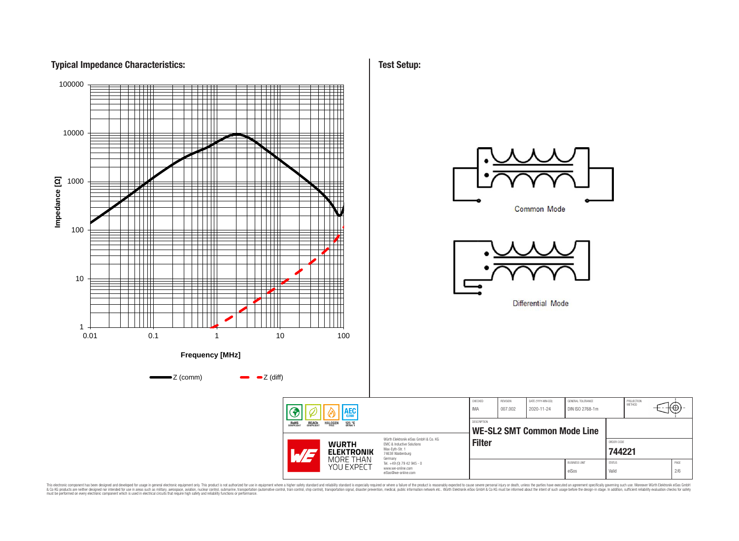## Typical Impedance Characteristics:

Impedance [Ω]: 1, 10, 100, 1000, 10000, 100000

Frequency [MHz]: 0.01, 0.1, 1, 10, 100

Z (comm)    Z (diff)

## Test Setup:

Common Mode

Differential Mode

| CHECKED | REVISION | DATE (YYYY-MM-DD) | GENERAL TOLERANCE | PROJECTION METHOD |
|---|---|---|---|---|
| IMA | 007.002 | 2020-11-24 | DIN ISO 2768-1m | |

DESCRIPTION

**WE-SL2 SMT Common Mode Line Filter**

ORDER CODE

**744221**

| BUSINESS UNIT | STATUS | PAGE |
|---|---|---|
| eiSos | Valid | 2/6 |

RoHS COMPLIANT · REACh COMPLIANT · HALOGEN FREE · AEC Q200 125 °C GRADE 1

**WÜRTH ELEKTRONIK** MORE THAN YOU EXPECT

Würth Elektronik eiSos GmbH & Co. KG
EMC & Inductive Solutions
Max-Eyth-Str. 1
74638 Waldenburg
Germany
Tel. +49 (0) 79 42 945 - 0
www.we-online.com
eiSos@we-online.com

This electronic component has been designed and developed for usage in general electronic equipment only. This product is not authorized for use in equipment where a higher safety standard and reliability standard is especially required or where a failure of the product is reasonably expected to cause severe personal injury or death, unless the parties have executed an agreement specifically governing such use. Moreover Würth Elektronik eiSos GmbH & Co KG products are neither designed nor intended for use in areas such as military, aerospace, aviation, nuclear control, submarine, transportation (automotive control, train control, ship control), transportation signal, disaster prevention, medical, public information network etc.. Würth Elektronik eiSos GmbH & Co KG must be informed about the intent of such usage before the design-in stage. In addition, sufficient reliability evaluation checks for safety must be performed on every electronic component which is used in electrical circuits that require high safety and reliability functions or performance.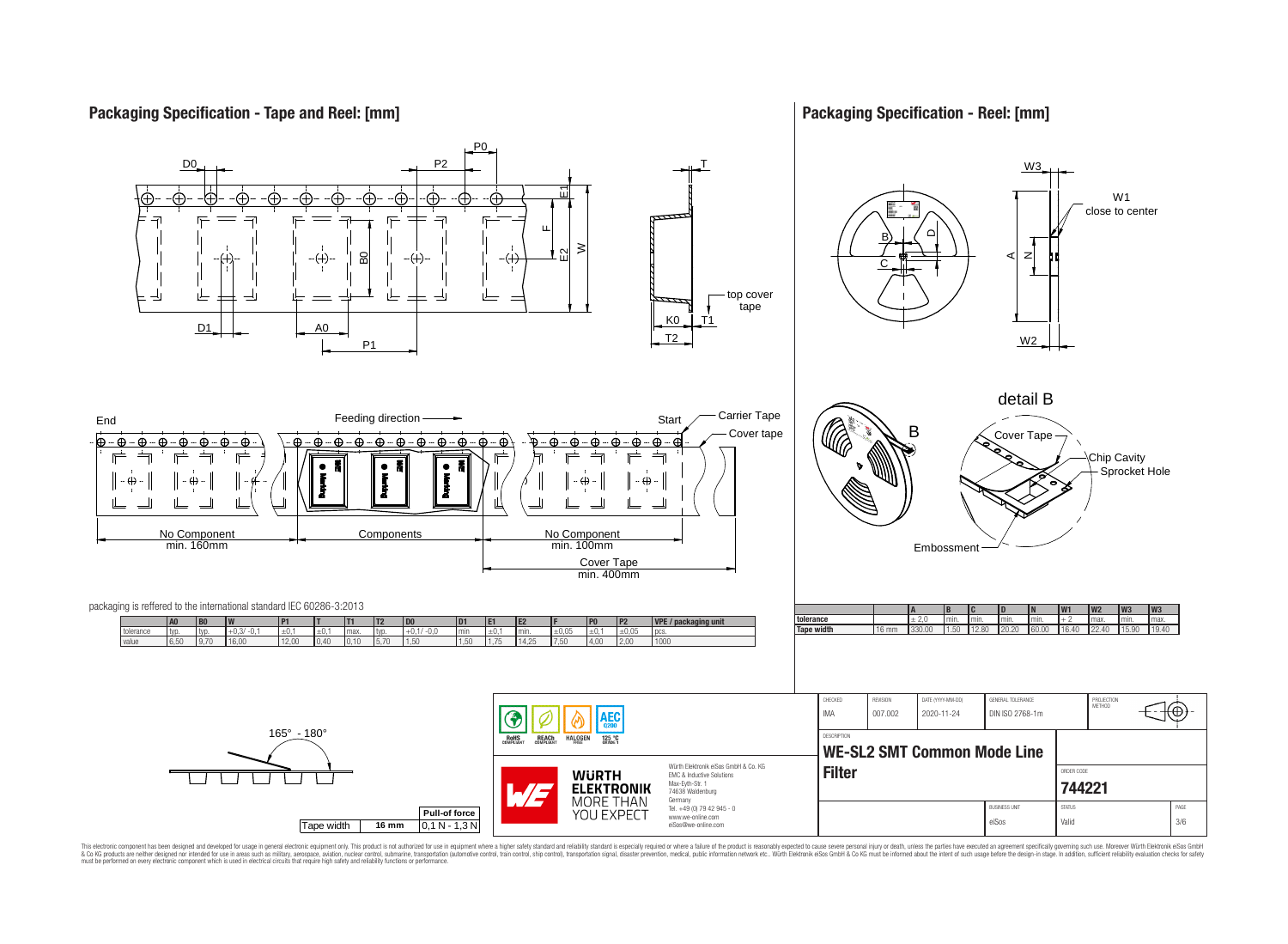## Packaging Specification - Tape and Reel: [mm]

D0, P2, P0, T, E1, F, E2, W, B0, D1, A0, P1, K0, T1, T2, top cover tape

End — Feeding direction — Start — Carrier Tape — Cover tape

No Component min. 160mm — Components — No Component min. 100mm — Cover Tape min. 400mm

packaging is reffered to the international standard IEC 60286-3:2013

| | A0 | B0 | W | P1 | T | T1 | T2 | D0 | D1 | E1 | E2 | F | P0 | P2 | VPE / packaging unit |
|---|---|---|---|---|---|---|---|---|---|---|---|---|---|---|---|
| tolerance | typ. | typ. | +0,3/ -0,1 | ±0,1 | ±0,1 | max. | typ. | +0,1/ -0,0 | min | ±0,1 | min. | ±0,05 | ±0,1 | ±0,05 | pcs. |
| value | 6,50 | 9,70 | 16,00 | 12,00 | 0,40 | 0,10 | 5,70 | 1,50 | 1,50 | 1,75 | 14,25 | 7,50 | 4,00 | 2,00 | 1000 |

165° - 180°

| Tape width | Pull-of force |
|---|---|
| 16 mm | 0,1 N - 1,3 N |

## Packaging Specification - Reel: [mm]

W3, W1 close to center, B, D, C, A, N, W2

detail B: Cover Tape, Chip Cavity, Sprocket Hole, Embossment

| | | A | B | C | D | N | W1 | W2 | W3 | W3 |
|---|---|---|---|---|---|---|---|---|---|---|
| tolerance | | ± 2,0 | min. | min. | min. | min. | + 2 | max. | min. | max. |
| Tape width | 16 mm | 330.00 | 1.50 | 12.80 | 20.20 | 60.00 | 16.40 | 22.40 | 15.90 | 19.40 |

| CHECKED | REVISION | DATE (YYYY-MM-DD) | GENERAL TOLERANCE | PROJECTION METHOD |
|---|---|---|---|---|
| IMA | 007.002 | 2020-11-24 | DIN ISO 2768-1m | |

DESCRIPTION: **WE-SL2 SMT Common Mode Line Filter**

ORDER CODE: **744221**

BUSINESS UNIT: eiSos — STATUS: Valid — PAGE: 3/6

RoHS COMPLIANT, REACh COMPLIANT, HALOGEN FREE, AEC Q200, 125 °C GRADE 1

Würth Elektronik eiSos GmbH & Co. KG
EMC & Inductive Solutions
Max-Eyth-Str. 1
74638 Waldenburg
Germany
Tel. +49 (0) 79 42 945 - 0
www.we-online.com
eiSos@we-online.com

This electronic component has been designed and developed for usage in general electronic equipment only. This product is not authorized for use in equipment where a higher safety standard and reliability standard is especially required or where a failure of the product is reasonably expected to cause severe personal injury or death, unless the parties have executed an agreement specifically governing such use. Moreover Würth Elektronik eiSos GmbH & Co KG products are neither designed nor intended for use in areas such as military, aerospace, aviation, nuclear control, submarine, transportation (automotive control, train control, ship control), transportation signal, disaster prevention, medical, public information network etc.. Würth Elektronik eiSos GmbH & Co KG must be informed about the intent of such usage before the design-in stage. In addition, sufficient reliability evaluation checks for safety must be performed on every electronic component which is used in electrical circuits that require high safety and reliability functions or performance.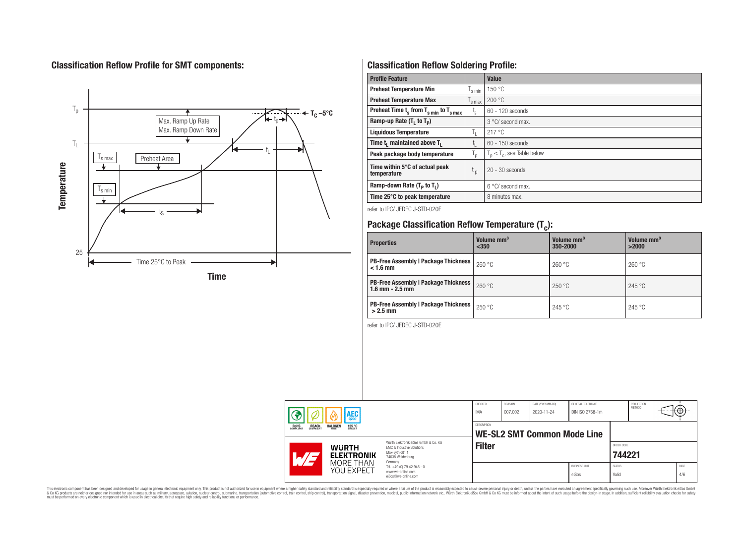## Classification Reflow Profile for SMT components:

## Classification Reflow Soldering Profile:

| Profile Feature | | Value |
|---|---|---|
| Preheat Temperature Min | $T_{s\,min}$ | 150 °C |
| Preheat Temperature Max | $T_{s\,max}$ | 200 °C |
| Preheat Time $t_s$ from $T_{s\,min}$ to $T_{s\,max}$ | $t_s$ | 60 - 120 seconds |
| Ramp-up Rate ($T_L$ to $T_P$) | | 3 °C/ second max. |
| Liquidous Temperature | $T_L$ | 217 °C |
| Time $t_L$ maintained above $T_L$ | $t_L$ | 60 - 150 seconds |
| Peak package body temperature | $T_p$ | $T_p \leq T_c$, see Table below |
| Time within 5°C of actual peak temperature | $t_p$ | 20 - 30 seconds |
| Ramp-down Rate ($T_P$ to $T_L$) | | 6 °C/ second max. |
| Time 25°C to peak temperature | | 8 minutes max. |

refer to IPC/ JEDEC J-STD-020E

## Package Classification Reflow Temperature ($T_C$):

| Properties | Volume mm³ <350 | Volume mm³ 350-2000 | Volume mm³ >2000 |
|---|---|---|---|
| PB-Free Assembly \| Package Thickness < 1.6 mm | 260 °C | 260 °C | 260 °C |
| PB-Free Assembly \| Package Thickness 1.6 mm - 2.5 mm | 260 °C | 250 °C | 245 °C |
| PB-Free Assembly \| Package Thickness > 2.5 mm | 250 °C | 245 °C | 245 °C |

refer to IPC/ JEDEC J-STD-020E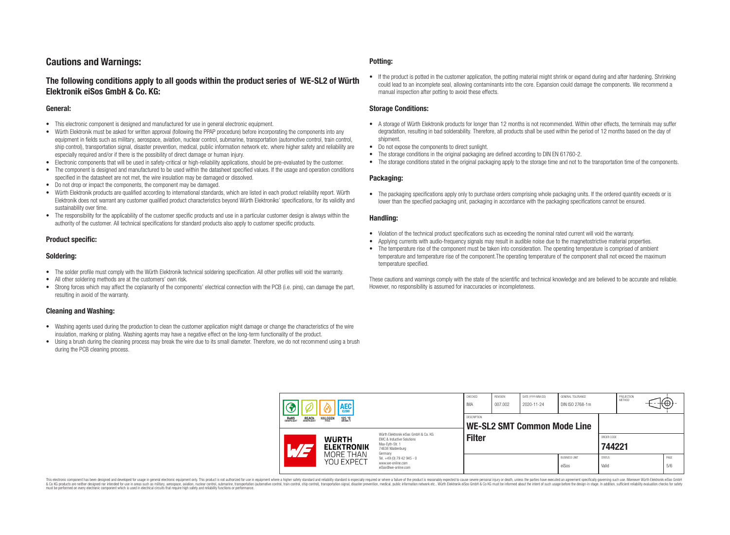# Cautions and Warnings:

## The following conditions apply to all goods within the product series of WE-SL2 of Würth Elektronik eiSos GmbH & Co. KG:

### General:

- This electronic component is designed and manufactured for use in general electronic equipment.
- Würth Elektronik must be asked for written approval (following the PPAP procedure) before incorporating the components into any equipment in fields such as military, aerospace, aviation, nuclear control, submarine, transportation (automotive control, train control, ship control), transportation signal, disaster prevention, medical, public information network etc. where higher safety and reliability are especially required and/or if there is the possibility of direct damage or human injury.
- Electronic components that will be used in safety-critical or high-reliability applications, should be pre-evaluated by the customer.
- The component is designed and manufactured to be used within the datasheet specified values. If the usage and operation conditions specified in the datasheet are not met, the wire insulation may be damaged or dissolved.
- Do not drop or impact the components, the component may be damaged.
- Würth Elektronik products are qualified according to international standards, which are listed in each product reliability report. Würth Elektronik does not warrant any customer qualified product characteristics beyond Würth Elektroniks' specifications, for its validity and sustainability over time.
- The responsibility for the applicability of the customer specific products and use in a particular customer design is always within the authority of the customer. All technical specifications for standard products also apply to customer specific products.

### Product specific:

### Soldering:

- The solder profile must comply with the Würth Elektronik technical soldering specification. All other profiles will void the warranty.
- All other soldering methods are at the customers' own risk.
- Strong forces which may affect the coplanarity of the components' electrical connection with the PCB (i.e. pins), can damage the part, resulting in avoid of the warranty.

### Cleaning and Washing:

- Washing agents used during the production to clean the customer application might damage or change the characteristics of the wire insulation, marking or plating. Washing agents may have a negative effect on the long-term functionality of the product.
- Using a brush during the cleaning process may break the wire due to its small diameter. Therefore, we do not recommend using a brush during the PCB cleaning process.

### Potting:

- If the product is potted in the customer application, the potting material might shrink or expand during and after hardening. Shrinking could lead to an incomplete seal, allowing contaminants into the core. Expansion could damage the components. We recommend a manual inspection after potting to avoid these effects.

### Storage Conditions:

- A storage of Würth Elektronik products for longer than 12 months is not recommended. Within other effects, the terminals may suffer degradation, resulting in bad solderability. Therefore, all products shall be used within the period of 12 months based on the day of shipment.
- Do not expose the components to direct sunlight.
- The storage conditions in the original packaging are defined according to DIN EN 61760-2.
- The storage conditions stated in the original packaging apply to the storage time and not to the transportation time of the components.

### Packaging:

- The packaging specifications apply only to purchase orders comprising whole packaging units. If the ordered quantity exceeds or is lower than the specified packaging unit, packaging in accordance with the packaging specifications cannot be ensured.

### Handling:

- Violation of the technical product specifications such as exceeding the nominal rated current will void the warranty.
- Applying currents with audio-frequency signals may result in audible noise due to the magnetostrictive material properties.
- The temperature rise of the component must be taken into consideration. The operating temperature is comprised of ambient temperature and temperature rise of the component.The operating temperature of the component shall not exceed the maximum temperature specified.

These cautions and warnings comply with the state of the scientific and technical knowledge and are believed to be accurate and reliable. However, no responsibility is assumed for inaccuracies or incompleteness.

| CHECKED | REVISION | DATE (YYYY-MM-DD) | GENERAL TOLERANCE | PROJECTION METHOD |
|---|---|---|---|---|
| IMA | 007.002 | 2020-11-24 | DIN ISO 2768-1m | |

DESCRIPTION: **WE-SL2 SMT Common Mode Line Filter**

ORDER CODE: **744221**

| BUSINESS UNIT | STATUS | PAGE |
|---|---|---|
| eiSos | Valid | 5/6 |

Würth Elektronik eiSos GmbH & Co. KG
EMC & Inductive Solutions
Max-Eyth-Str. 1
74638 Waldenburg
Germany
Tel. +49 (0) 79 42 945 - 0
www.we-online.com
eiSos@we-online.com

This electronic component has been designed and developed for usage in general electronic equipment only. This product is not authorized for use in equipment where a higher safety standard and reliability standard is especially required or where a failure of the product is reasonably expected to cause severe personal injury or death, unless the parties have executed an agreement specifically governing such use. Moreover Würth Elektronik eiSos GmbH & Co KG products are neither designed nor intended for use in areas such as military, aerospace, aviation, nuclear control, submarine, transportation (automotive control, train control, ship control), transportation signal, disaster prevention, medical, public information network etc.. Würth Elektronik eiSos GmbH & Co KG must be informed about the intent of such usage before the design-in stage. In addition, sufficient reliability evaluation checks for safety must be performed on every electronic component which is used in electrical circuits that require high safety and reliability functions or performance.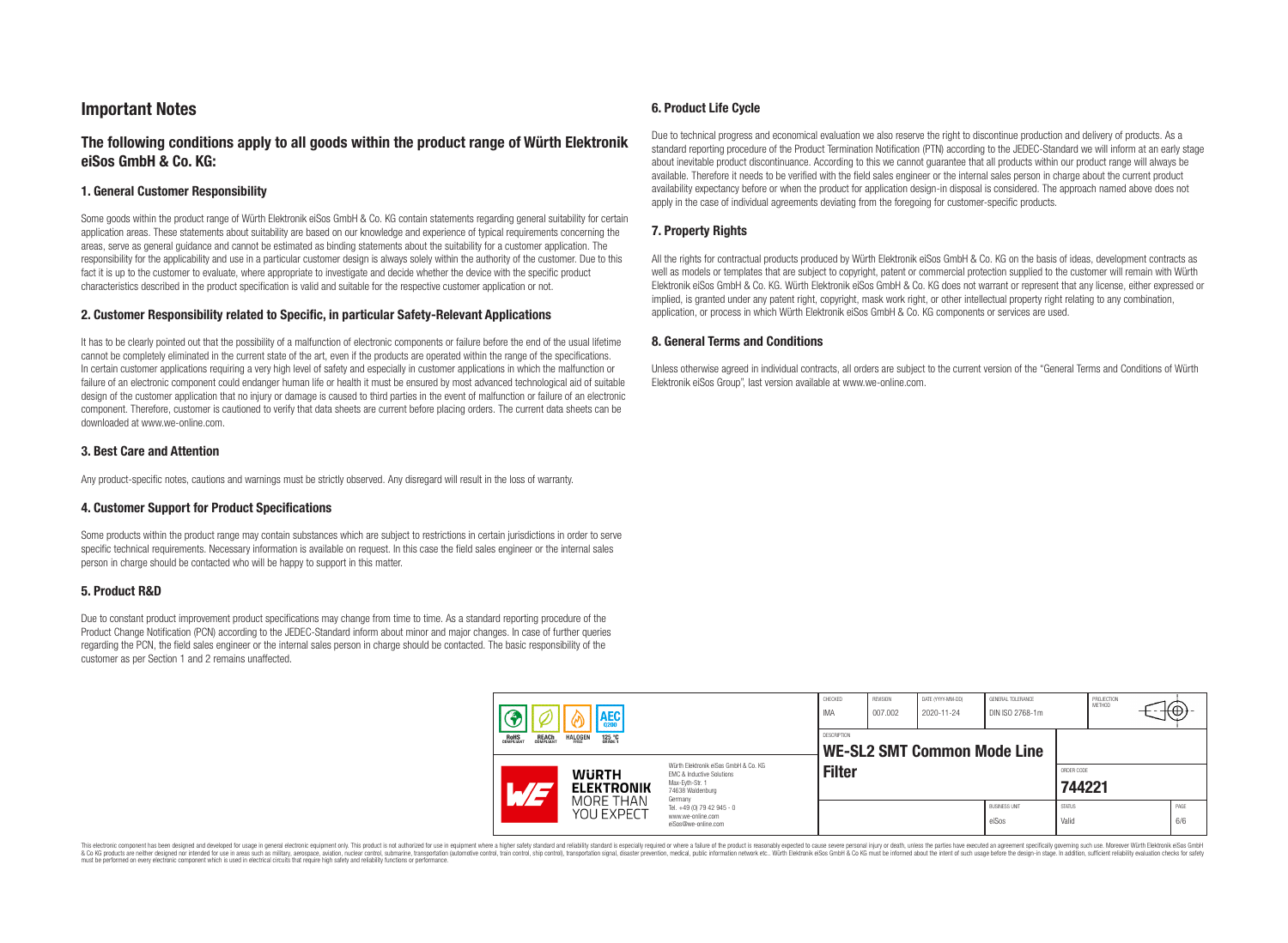# Important Notes

## The following conditions apply to all goods within the product range of Würth Elektronik eiSos GmbH & Co. KG:

### 1. General Customer Responsibility

Some goods within the product range of Würth Elektronik eiSos GmbH & Co. KG contain statements regarding general suitability for certain application areas. These statements about suitability are based on our knowledge and experience of typical requirements concerning the areas, serve as general guidance and cannot be estimated as binding statements about the suitability for a customer application. The responsibility for the applicability and use in a particular customer design is always solely within the authority of the customer. Due to this fact it is up to the customer to evaluate, where appropriate to investigate and decide whether the device with the specific product characteristics described in the product specification is valid and suitable for the respective customer application or not.

### 2. Customer Responsibility related to Specific, in particular Safety-Relevant Applications

It has to be clearly pointed out that the possibility of a malfunction of electronic components or failure before the end of the usual lifetime cannot be completely eliminated in the current state of the art, even if the products are operated within the range of the specifications. In certain customer applications requiring a very high level of safety and especially in customer applications in which the malfunction or failure of an electronic component could endanger human life or health it must be ensured by most advanced technological aid of suitable design of the customer application that no injury or damage is caused to third parties in the event of malfunction or failure of an electronic component. Therefore, customer is cautioned to verify that data sheets are current before placing orders. The current data sheets can be downloaded at www.we-online.com.

### 3. Best Care and Attention

Any product-specific notes, cautions and warnings must be strictly observed. Any disregard will result in the loss of warranty.

### 4. Customer Support for Product Specifications

Some products within the product range may contain substances which are subject to restrictions in certain jurisdictions in order to serve specific technical requirements. Necessary information is available on request. In this case the field sales engineer or the internal sales person in charge should be contacted who will be happy to support in this matter.

### 5. Product R&D

Due to constant product improvement product specifications may change from time to time. As a standard reporting procedure of the Product Change Notification (PCN) according to the JEDEC-Standard inform about minor and major changes. In case of further queries regarding the PCN, the field sales engineer or the internal sales person in charge should be contacted. The basic responsibility of the customer as per Section 1 and 2 remains unaffected.

### 6. Product Life Cycle

Due to technical progress and economical evaluation we also reserve the right to discontinue production and delivery of products. As a standard reporting procedure of the Product Termination Notification (PTN) according to the JEDEC-Standard we will inform at an early stage about inevitable product discontinuance. According to this we cannot guarantee that all products within our product range will always be available. Therefore it needs to be verified with the field sales engineer or the internal sales person in charge about the current product availability expectancy before or when the product for application design-in disposal is considered. The approach named above does not apply in the case of individual agreements deviating from the foregoing for customer-specific products.

### 7. Property Rights

All the rights for contractual products produced by Würth Elektronik eiSos GmbH & Co. KG on the basis of ideas, development contracts as well as models or templates that are subject to copyright, patent or commercial protection supplied to the customer will remain with Würth Elektronik eiSos GmbH & Co. KG. Würth Elektronik eiSos GmbH & Co. KG does not warrant or represent that any license, either expressed or implied, is granted under any patent right, copyright, mask work right, or other intellectual property right relating to any combination, application, or process in which Würth Elektronik eiSos GmbH & Co. KG components or services are used.

### 8. General Terms and Conditions

Unless otherwise agreed in individual contracts, all orders are subject to the current version of the "General Terms and Conditions of Würth Elektronik eiSos Group", last version available at www.we-online.com.

| | | | | | | | |
|---|---|---|---|---|---|---|---|
| RoHS COMPLIANT / REACh COMPLIANT / HALOGEN FREE / AEC-Q200 125 °C GRADE 1 | | CHECKED IMA | REVISION 007.002 | DATE (YYYY-MM-DD) 2020-11-24 | GENERAL TOLERANCE DIN ISO 2768-1m | PROJECTION METHOD | |
| | | DESCRIPTION **WE-SL2 SMT Common Mode Line Filter** | | | | ORDER CODE **744221** | |
| WÜRTH ELEKTRONIK MORE THAN YOU EXPECT | Würth Elektronik eiSos GmbH & Co. KG, EMC & Inductive Solutions, Max-Eyth-Str. 1, 74638 Waldenburg, Germany, Tel. +49 (0) 79 42 945 - 0, www.we-online.com, eiSos@we-online.com | | | | BUSINESS UNIT eiSos | STATUS Valid | PAGE 6/6 |

This electronic component has been designed and developed for usage in general electronic equipment only. This product is not authorized for use in equipment where a higher safety standard and reliability standard is especially required or where a failure of the product is reasonably expected to cause severe personal injury or death, unless the parties have executed an agreement specifically governing such use. Moreover Würth Elektronik eiSos GmbH & Co KG products are neither designed nor intended for use in areas such as military, aerospace, aviation, nuclear control, submarine, transportation (automotive control, train control, ship control), transportation signal, disaster prevention, medical, public information network etc.. Würth Elektronik eiSos GmbH & Co KG must be informed about the intent of such usage before the design-in stage. In addition, sufficient reliability evaluation checks for safety must be performed on every electronic component which is used in electrical circuits that require high safety and reliability functions or performance.